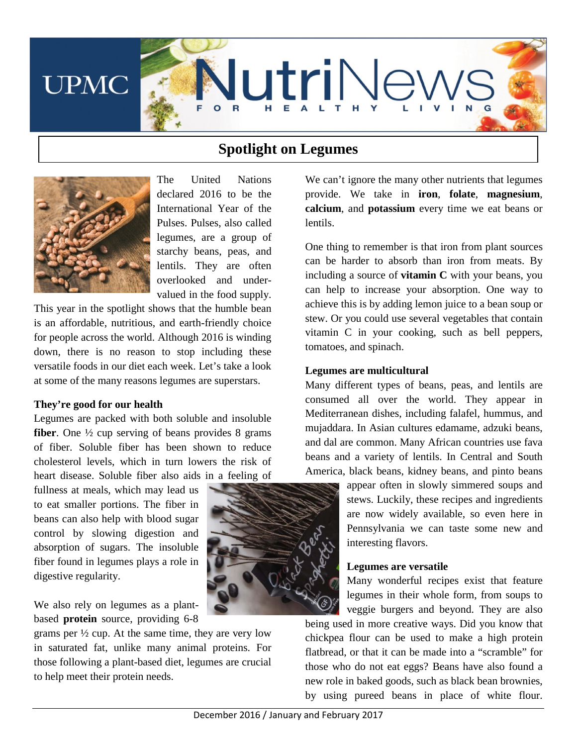# NutriNews

FOR HEALTHY LIVING

## Spotlight on Legumes

The United Nations declared 2016 to be the International Year of the Pulses. Pulses, also called legumes, are a group of starchy beans, peas, and lentils. They are often overlooked and under-valued in the food supply. This year in the spotlight shows that the humble bean is an affordable, nutritious, and earth-friendly choice for people across the world. Although 2016 is winding down, there is no reason to stop including these versatile foods in our diet each week. Let's take a look at some of the many reasons legumes are superstars.

### They're good for our health

Legumes are packed with both soluble and insoluble **fiber**. One ½ cup serving of beans provides 8 grams of fiber. Soluble fiber has been shown to reduce cholesterol levels, which in turn lowers the risk of heart disease. Soluble fiber also aids in a feeling of fullness at meals, which may lead us to eat smaller portions. The fiber in beans can also help with blood sugar control by slowing digestion and absorption of sugars. The insoluble fiber found in legumes plays a role in digestive regularity.

We also rely on legumes as a plant-based **protein** source, providing 6-8 grams per ½ cup. At the same time, they are very low in saturated fat, unlike many animal proteins. For those following a plant-based diet, legumes are crucial to help meet their protein needs.

We can't ignore the many other nutrients that legumes provide. We take in **iron**, **folate**, **magnesium**, **calcium**, and **potassium** every time we eat beans or lentils.

One thing to remember is that iron from plant sources can be harder to absorb than iron from meats. By including a source of **vitamin C** with your beans, you can help to increase your absorption. One way to achieve this is by adding lemon juice to a bean soup or stew. Or you could use several vegetables that contain vitamin C in your cooking, such as bell peppers, tomatoes, and spinach.

### Legumes are multicultural

Many different types of beans, peas, and lentils are consumed all over the world. They appear in Mediterranean dishes, including falafel, hummus, and mujaddara. In Asian cultures edamame, adzuki beans, and dal are common. Many African countries use fava beans and a variety of lentils. In Central and South America, black beans, kidney beans, and pinto beans appear often in slowly simmered soups and stews. Luckily, these recipes and ingredients are now widely available, so even here in Pennsylvania we can taste some new and interesting flavors.

### Legumes are versatile

Many wonderful recipes exist that feature legumes in their whole form, from soups to veggie burgers and beyond. They are also being used in more creative ways. Did you know that chickpea flour can be used to make a high protein flatbread, or that it can be made into a "scramble" for those who do not eat eggs? Beans have also found a new role in baked goods, such as black bean brownies, by using pureed beans in place of white flour.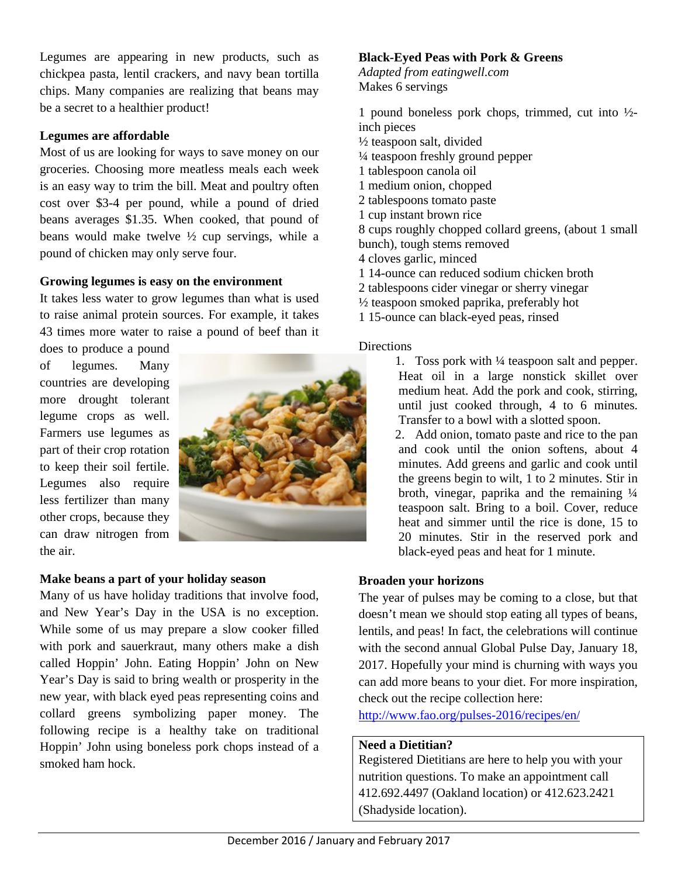Legumes are appearing in new products, such as chickpea pasta, lentil crackers, and navy bean tortilla chips. Many companies are realizing that beans may be a secret to a healthier product!

**Legumes are affordable**

Most of us are looking for ways to save money on our groceries. Choosing more meatless meals each week is an easy way to trim the bill. Meat and poultry often cost over $3-4 per pound, while a pound of dried beans averages $1.35. When cooked, that pound of beans would make twelve ½ cup servings, while a pound of chicken may only serve four.

**Growing legumes is easy on the environment**

It takes less water to grow legumes than what is used to raise animal protein sources. For example, it takes 43 times more water to raise a pound of beef than it does to produce a pound of legumes. Many countries are developing more drought tolerant legume crops as well. Farmers use legumes as part of their crop rotation to keep their soil fertile. Legumes also require less fertilizer than many other crops, because they can draw nitrogen from the air.

**Make beans a part of your holiday season**

Many of us have holiday traditions that involve food, and New Year's Day in the USA is no exception. While some of us may prepare a slow cooker filled with pork and sauerkraut, many others make a dish called Hoppin' John. Eating Hoppin' John on New Year's Day is said to bring wealth or prosperity in the new year, with black eyed peas representing coins and collard greens symbolizing paper money. The following recipe is a healthy take on traditional Hoppin' John using boneless pork chops instead of a smoked ham hock.

**Black-Eyed Peas with Pork & Greens**
*Adapted from eatingwell.com*
Makes 6 servings

1 pound boneless pork chops, trimmed, cut into ½-inch pieces
½ teaspoon salt, divided
¼ teaspoon freshly ground pepper
1 tablespoon canola oil
1 medium onion, chopped
2 tablespoons tomato paste
1 cup instant brown rice
8 cups roughly chopped collard greens, (about 1 small bunch), tough stems removed
4 cloves garlic, minced
1 14-ounce can reduced sodium chicken broth
2 tablespoons cider vinegar or sherry vinegar
½ teaspoon smoked paprika, preferably hot
1 15-ounce can black-eyed peas, rinsed

Directions

1. Toss pork with ¼ teaspoon salt and pepper. Heat oil in a large nonstick skillet over medium heat. Add the pork and cook, stirring, until just cooked through, 4 to 6 minutes. Transfer to a bowl with a slotted spoon.
2. Add onion, tomato paste and rice to the pan and cook until the onion softens, about 4 minutes. Add greens and garlic and cook until the greens begin to wilt, 1 to 2 minutes. Stir in broth, vinegar, paprika and the remaining ¼ teaspoon salt. Bring to a boil. Cover, reduce heat and simmer until the rice is done, 15 to 20 minutes. Stir in the reserved pork and black-eyed peas and heat for 1 minute.

**Broaden your horizons**

The year of pulses may be coming to a close, but that doesn't mean we should stop eating all types of beans, lentils, and peas! In fact, the celebrations will continue with the second annual Global Pulse Day, January 18, 2017. Hopefully your mind is churning with ways you can add more beans to your diet. For more inspiration, check out the recipe collection here:
http://www.fao.org/pulses-2016/recipes/en/

**Need a Dietitian?**
Registered Dietitians are here to help you with your nutrition questions. To make an appointment call 412.692.4497 (Oakland location) or 412.623.2421 (Shadyside location).